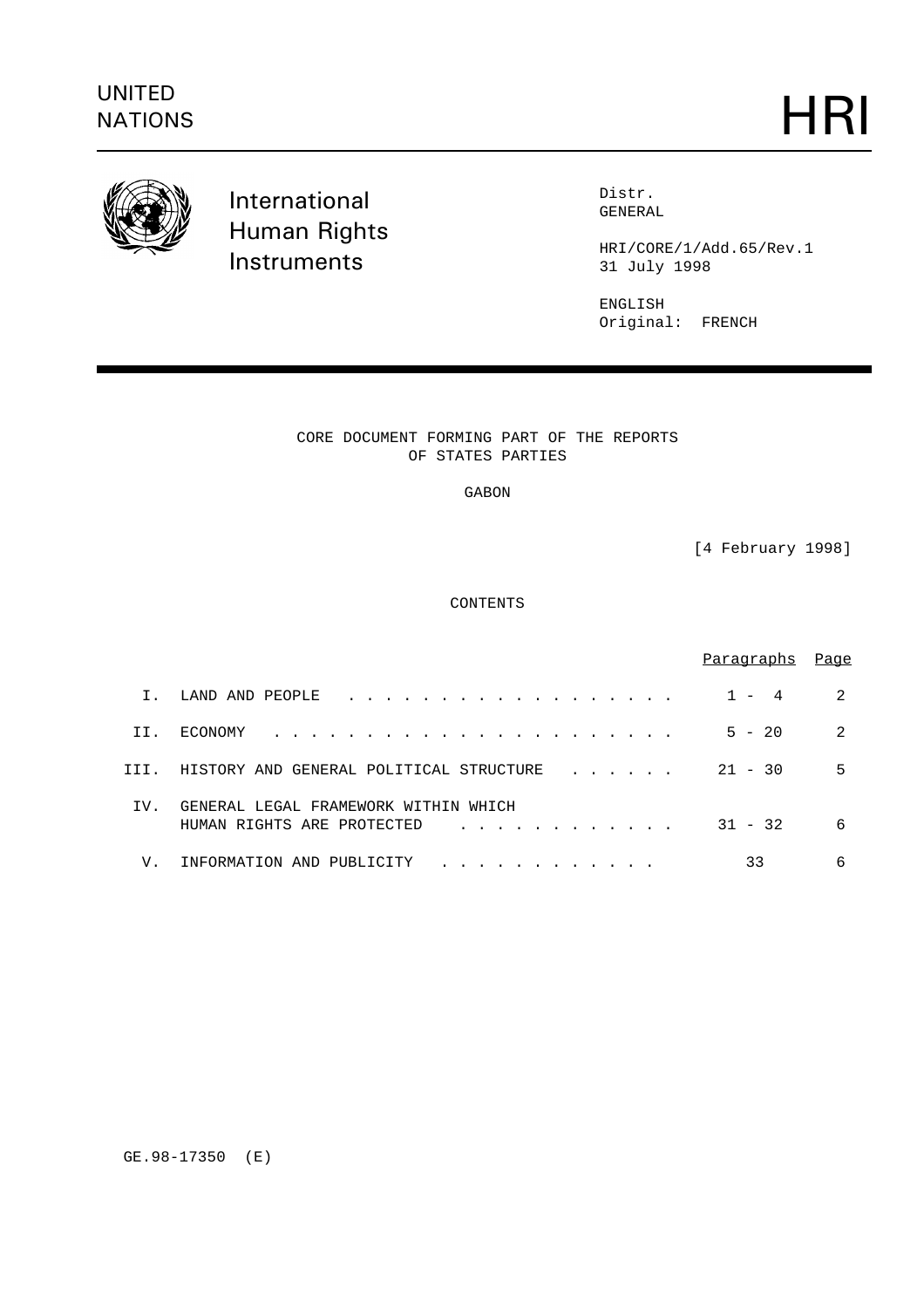UNITED NATIONS

# HRI

International Human Rights Instruments

Distr.
GENERAL

HRI/CORE/1/Add.65/Rev.1
31 July 1998

ENGLISH
Original: FRENCH

## CORE DOCUMENT FORMING PART OF THE REPORTS OF STATES PARTIES

## GABON

[4 February 1998]

### CONTENTS

| | | Paragraphs | Page |
|---|---|---|---|
| I. | LAND AND PEOPLE | 1 - 4 | 2 |
| II. | ECONOMY | 5 - 20 | 2 |
| III. | HISTORY AND GENERAL POLITICAL STRUCTURE | 21 - 30 | 5 |
| IV. | GENERAL LEGAL FRAMEWORK WITHIN WHICH HUMAN RIGHTS ARE PROTECTED | 31 - 32 | 6 |
| V. | INFORMATION AND PUBLICITY | 33 | 6 |

GE.98-17350 (E)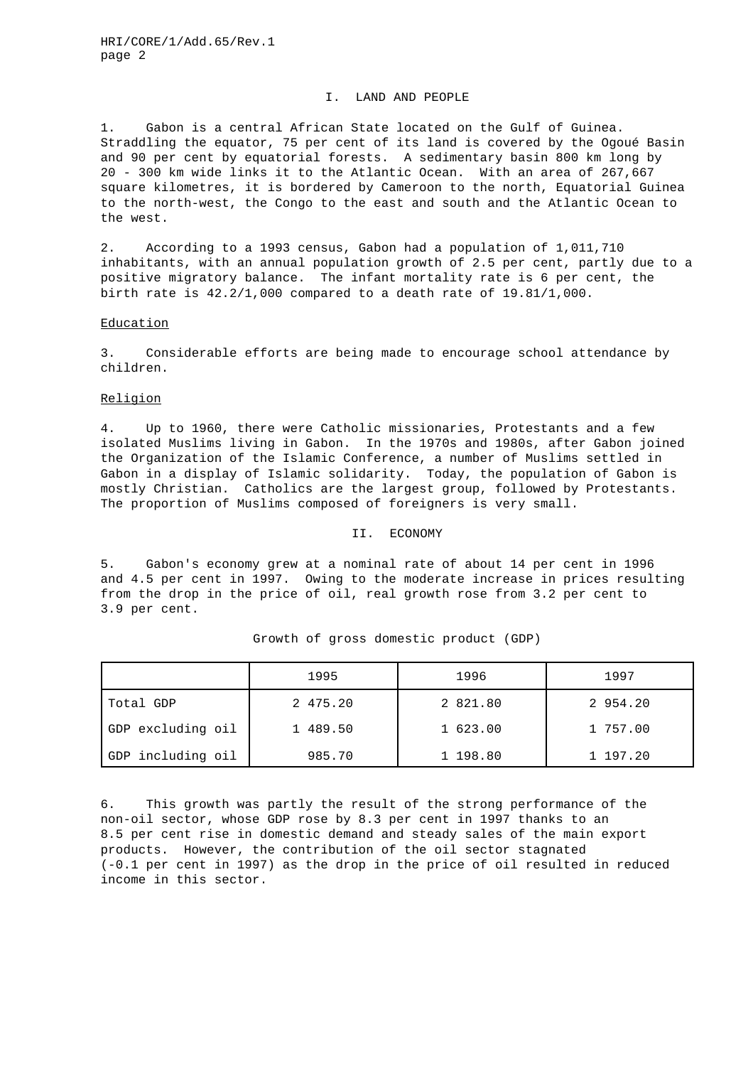## I. LAND AND PEOPLE

1. Gabon is a central African State located on the Gulf of Guinea. Straddling the equator, 75 per cent of its land is covered by the Ogoué Basin and 90 per cent by equatorial forests. A sedimentary basin 800 km long by 20 - 300 km wide links it to the Atlantic Ocean. With an area of 267,667 square kilometres, it is bordered by Cameroon to the north, Equatorial Guinea to the north-west, the Congo to the east and south and the Atlantic Ocean to the west.

2. According to a 1993 census, Gabon had a population of 1,011,710 inhabitants, with an annual population growth of 2.5 per cent, partly due to a positive migratory balance. The infant mortality rate is 6 per cent, the birth rate is 42.2/1,000 compared to a death rate of 19.81/1,000.

### Education

3. Considerable efforts are being made to encourage school attendance by children.

### Religion

4. Up to 1960, there were Catholic missionaries, Protestants and a few isolated Muslims living in Gabon. In the 1970s and 1980s, after Gabon joined the Organization of the Islamic Conference, a number of Muslims settled in Gabon in a display of Islamic solidarity. Today, the population of Gabon is mostly Christian. Catholics are the largest group, followed by Protestants. The proportion of Muslims composed of foreigners is very small.

## II. ECONOMY

5. Gabon's economy grew at a nominal rate of about 14 per cent in 1996 and 4.5 per cent in 1997. Owing to the moderate increase in prices resulting from the drop in the price of oil, real growth rose from 3.2 per cent to 3.9 per cent.

Growth of gross domestic product (GDP)

| | 1995 | 1996 | 1997 |
|---|---|---|---|
| Total GDP | 2 475.20 | 2 821.80 | 2 954.20 |
| GDP excluding oil | 1 489.50 | 1 623.00 | 1 757.00 |
| GDP including oil | 985.70 | 1 198.80 | 1 197.20 |

6. This growth was partly the result of the strong performance of the non-oil sector, whose GDP rose by 8.3 per cent in 1997 thanks to an 8.5 per cent rise in domestic demand and steady sales of the main export products. However, the contribution of the oil sector stagnated (-0.1 per cent in 1997) as the drop in the price of oil resulted in reduced income in this sector.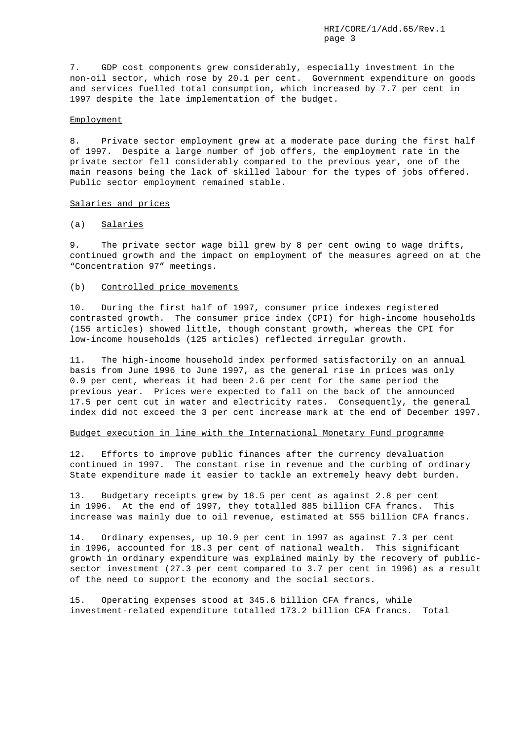7. GDP cost components grew considerably, especially investment in the non-oil sector, which rose by 20.1 per cent. Government expenditure on goods and services fuelled total consumption, which increased by 7.7 per cent in 1997 despite the late implementation of the budget.

Employment

8. Private sector employment grew at a moderate pace during the first half of 1997. Despite a large number of job offers, the employment rate in the private sector fell considerably compared to the previous year, one of the main reasons being the lack of skilled labour for the types of jobs offered. Public sector employment remained stable.

Salaries and prices

(a) Salaries

9. The private sector wage bill grew by 8 per cent owing to wage drifts, continued growth and the impact on employment of the measures agreed on at the "Concentration 97" meetings.

(b) Controlled price movements

10. During the first half of 1997, consumer price indexes registered contrasted growth. The consumer price index (CPI) for high-income households (155 articles) showed little, though constant growth, whereas the CPI for low-income households (125 articles) reflected irregular growth.

11. The high-income household index performed satisfactorily on an annual basis from June 1996 to June 1997, as the general rise in prices was only 0.9 per cent, whereas it had been 2.6 per cent for the same period the previous year. Prices were expected to fall on the back of the announced 17.5 per cent cut in water and electricity rates. Consequently, the general index did not exceed the 3 per cent increase mark at the end of December 1997.

Budget execution in line with the International Monetary Fund programme

12. Efforts to improve public finances after the currency devaluation continued in 1997. The constant rise in revenue and the curbing of ordinary State expenditure made it easier to tackle an extremely heavy debt burden.

13. Budgetary receipts grew by 18.5 per cent as against 2.8 per cent in 1996. At the end of 1997, they totalled 885 billion CFA francs. This increase was mainly due to oil revenue, estimated at 555 billion CFA francs.

14. Ordinary expenses, up 10.9 per cent in 1997 as against 7.3 per cent in 1996, accounted for 18.3 per cent of national wealth. This significant growth in ordinary expenditure was explained mainly by the recovery of public-sector investment (27.3 per cent compared to 3.7 per cent in 1996) as a result of the need to support the economy and the social sectors.

15. Operating expenses stood at 345.6 billion CFA francs, while investment-related expenditure totalled 173.2 billion CFA francs. Total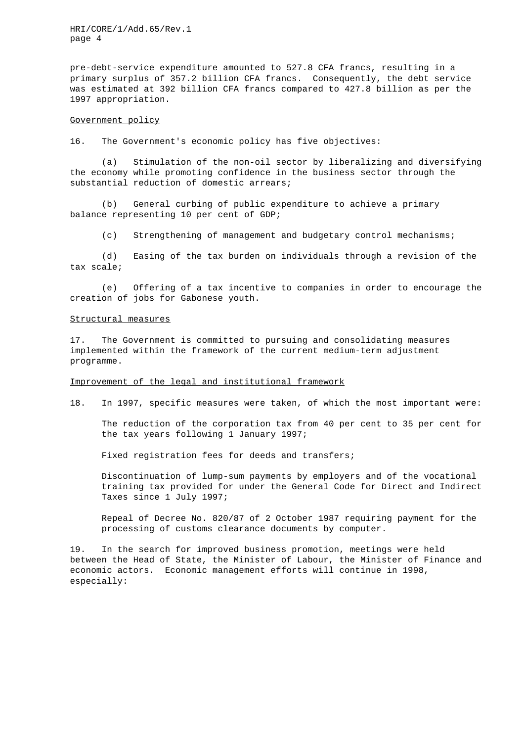pre-debt-service expenditure amounted to 527.8 CFA francs, resulting in a primary surplus of 357.2 billion CFA francs. Consequently, the debt service was estimated at 392 billion CFA francs compared to 427.8 billion as per the 1997 appropriation.

Government policy

16. The Government's economic policy has five objectives:

(a) Stimulation of the non-oil sector by liberalizing and diversifying the economy while promoting confidence in the business sector through the substantial reduction of domestic arrears;

(b) General curbing of public expenditure to achieve a primary balance representing 10 per cent of GDP;

(c) Strengthening of management and budgetary control mechanisms;

(d) Easing of the tax burden on individuals through a revision of the tax scale;

(e) Offering of a tax incentive to companies in order to encourage the creation of jobs for Gabonese youth.

Structural measures

17. The Government is committed to pursuing and consolidating measures implemented within the framework of the current medium-term adjustment programme.

Improvement of the legal and institutional framework

18. In 1997, specific measures were taken, of which the most important were:

The reduction of the corporation tax from 40 per cent to 35 per cent for the tax years following 1 January 1997;

Fixed registration fees for deeds and transfers;

Discontinuation of lump-sum payments by employers and of the vocational training tax provided for under the General Code for Direct and Indirect Taxes since 1 July 1997;

Repeal of Decree No. 820/87 of 2 October 1987 requiring payment for the processing of customs clearance documents by computer.

19. In the search for improved business promotion, meetings were held between the Head of State, the Minister of Labour, the Minister of Finance and economic actors. Economic management efforts will continue in 1998, especially: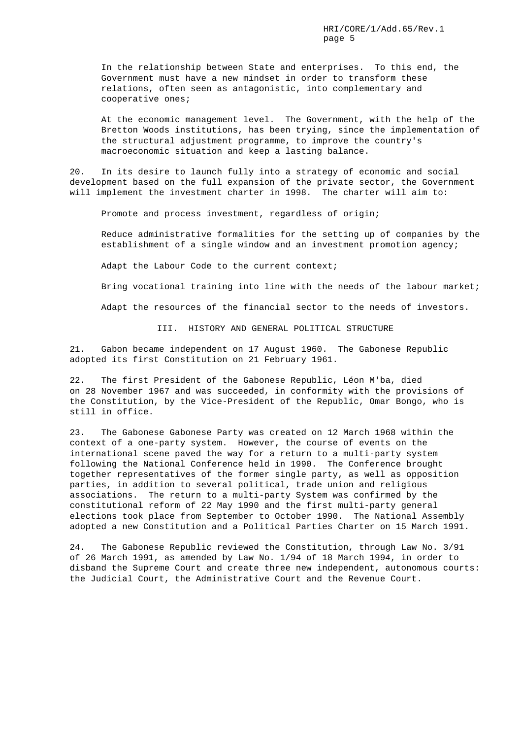In the relationship between State and enterprises. To this end, the Government must have a new mindset in order to transform these relations, often seen as antagonistic, into complementary and cooperative ones;

At the economic management level. The Government, with the help of the Bretton Woods institutions, has been trying, since the implementation of the structural adjustment programme, to improve the country's macroeconomic situation and keep a lasting balance.

20. In its desire to launch fully into a strategy of economic and social development based on the full expansion of the private sector, the Government will implement the investment charter in 1998. The charter will aim to:

Promote and process investment, regardless of origin;

Reduce administrative formalities for the setting up of companies by the establishment of a single window and an investment promotion agency;

Adapt the Labour Code to the current context;

Bring vocational training into line with the needs of the labour market;

Adapt the resources of the financial sector to the needs of investors.

## III. HISTORY AND GENERAL POLITICAL STRUCTURE

21. Gabon became independent on 17 August 1960. The Gabonese Republic adopted its first Constitution on 21 February 1961.

22. The first President of the Gabonese Republic, Léon M'ba, died on 28 November 1967 and was succeeded, in conformity with the provisions of the Constitution, by the Vice-President of the Republic, Omar Bongo, who is still in office.

23. The Gabonese Gabonese Party was created on 12 March 1968 within the context of a one-party system. However, the course of events on the international scene paved the way for a return to a multi-party system following the National Conference held in 1990. The Conference brought together representatives of the former single party, as well as opposition parties, in addition to several political, trade union and religious associations. The return to a multi-party System was confirmed by the constitutional reform of 22 May 1990 and the first multi-party general elections took place from September to October 1990. The National Assembly adopted a new Constitution and a Political Parties Charter on 15 March 1991.

24. The Gabonese Republic reviewed the Constitution, through Law No. 3/91 of 26 March 1991, as amended by Law No. 1/94 of 18 March 1994, in order to disband the Supreme Court and create three new independent, autonomous courts: the Judicial Court, the Administrative Court and the Revenue Court.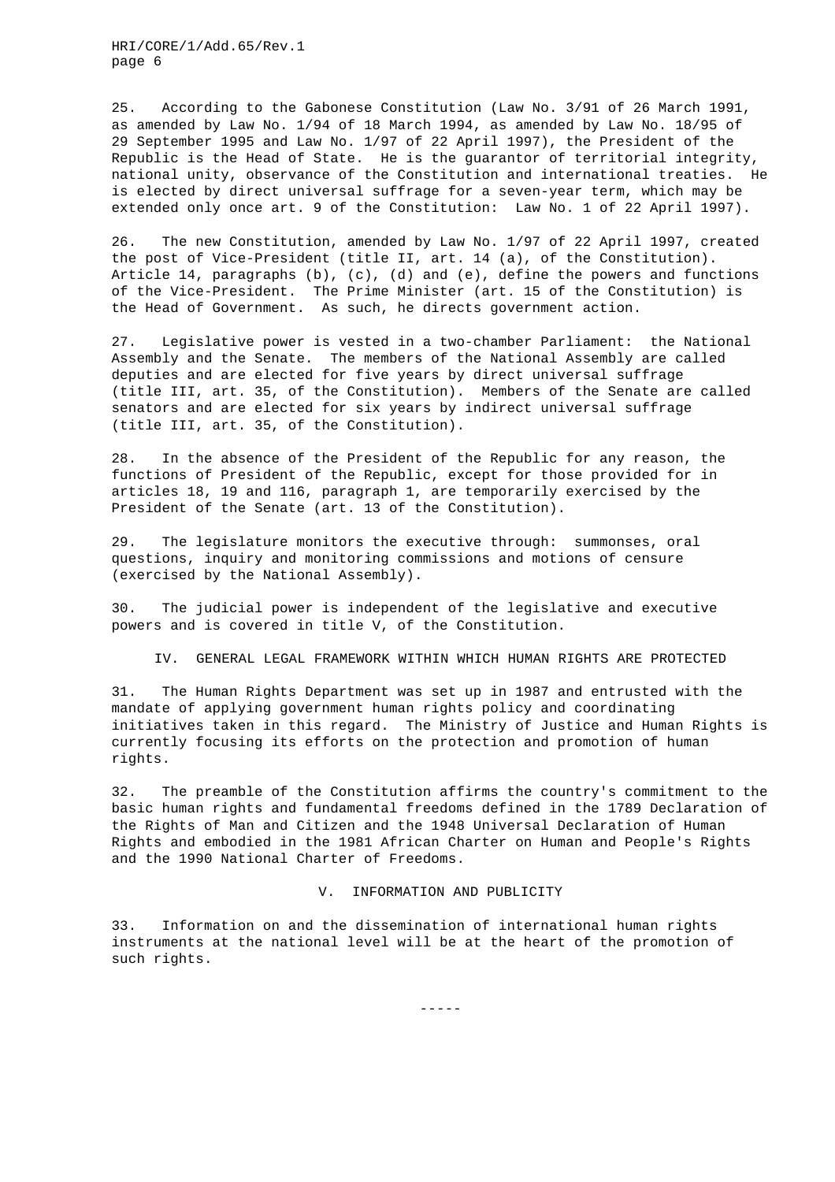25. According to the Gabonese Constitution (Law No. 3/91 of 26 March 1991, as amended by Law No. 1/94 of 18 March 1994, as amended by Law No. 18/95 of 29 September 1995 and Law No. 1/97 of 22 April 1997), the President of the Republic is the Head of State. He is the guarantor of territorial integrity, national unity, observance of the Constitution and international treaties. He is elected by direct universal suffrage for a seven-year term, which may be extended only once art. 9 of the Constitution: Law No. 1 of 22 April 1997).

26. The new Constitution, amended by Law No. 1/97 of 22 April 1997, created the post of Vice-President (title II, art. 14 (a), of the Constitution). Article 14, paragraphs (b), (c), (d) and (e), define the powers and functions of the Vice-President. The Prime Minister (art. 15 of the Constitution) is the Head of Government. As such, he directs government action.

27. Legislative power is vested in a two-chamber Parliament: the National Assembly and the Senate. The members of the National Assembly are called deputies and are elected for five years by direct universal suffrage (title III, art. 35, of the Constitution). Members of the Senate are called senators and are elected for six years by indirect universal suffrage (title III, art. 35, of the Constitution).

28. In the absence of the President of the Republic for any reason, the functions of President of the Republic, except for those provided for in articles 18, 19 and 116, paragraph 1, are temporarily exercised by the President of the Senate (art. 13 of the Constitution).

29. The legislature monitors the executive through: summonses, oral questions, inquiry and monitoring commissions and motions of censure (exercised by the National Assembly).

30. The judicial power is independent of the legislative and executive powers and is covered in title V, of the Constitution.

## IV. GENERAL LEGAL FRAMEWORK WITHIN WHICH HUMAN RIGHTS ARE PROTECTED

31. The Human Rights Department was set up in 1987 and entrusted with the mandate of applying government human rights policy and coordinating initiatives taken in this regard. The Ministry of Justice and Human Rights is currently focusing its efforts on the protection and promotion of human rights.

32. The preamble of the Constitution affirms the country's commitment to the basic human rights and fundamental freedoms defined in the 1789 Declaration of the Rights of Man and Citizen and the 1948 Universal Declaration of Human Rights and embodied in the 1981 African Charter on Human and People's Rights and the 1990 National Charter of Freedoms.

## V. INFORMATION AND PUBLICITY

33. Information on and the dissemination of international human rights instruments at the national level will be at the heart of the promotion of such rights.

-----